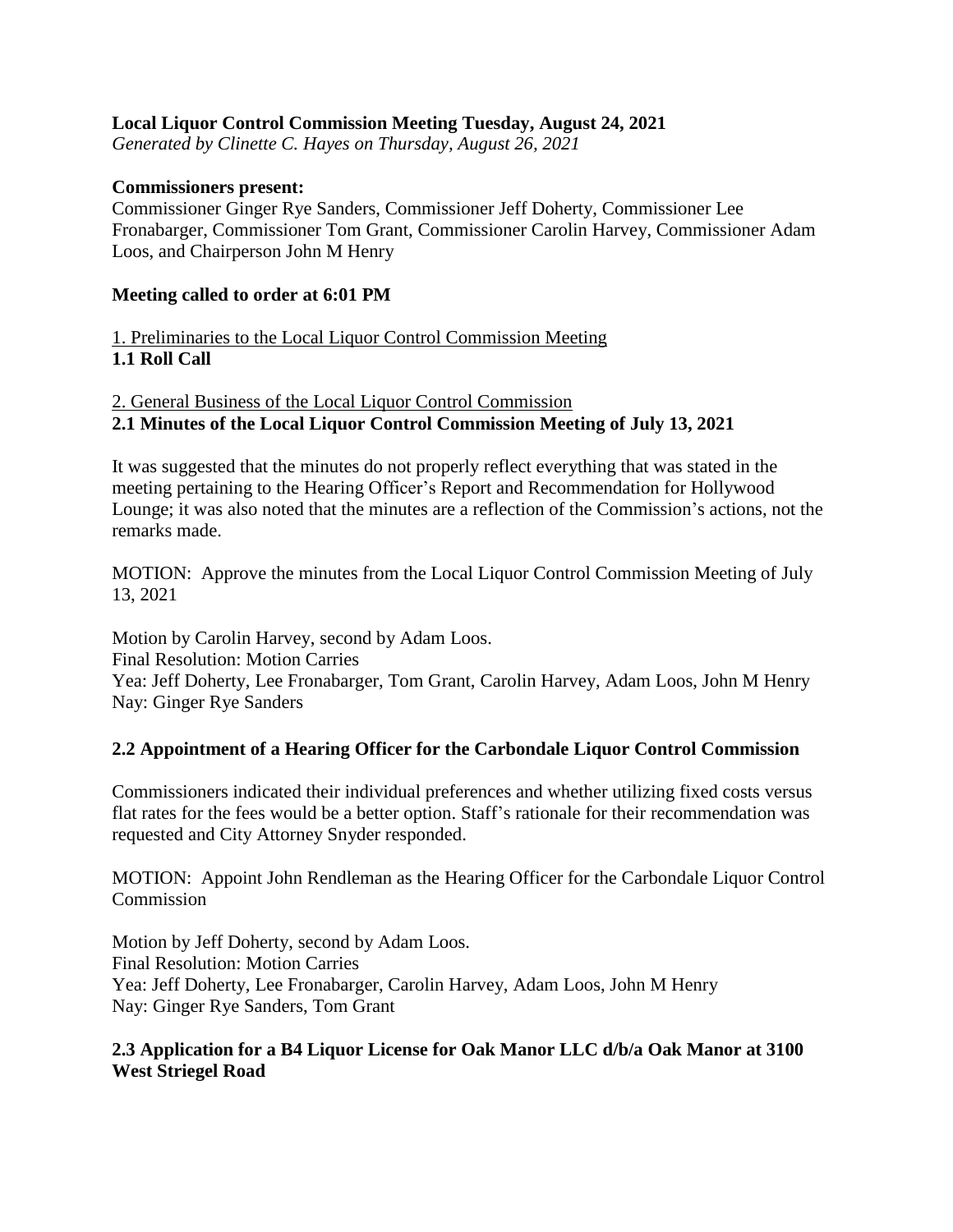**Local Liquor Control Commission Meeting Tuesday, August 24, 2021**
*Generated by Clinette C. Hayes on Thursday, August 26, 2021*

**Commissioners present:**
Commissioner Ginger Rye Sanders, Commissioner Jeff Doherty, Commissioner Lee Fronabarger, Commissioner Tom Grant, Commissioner Carolin Harvey, Commissioner Adam Loos, and Chairperson John M Henry

**Meeting called to order at 6:01 PM**

<u>1. Preliminaries to the Local Liquor Control Commission Meeting</u>
**1.1 Roll Call**

<u>2. General Business of the Local Liquor Control Commission</u>
**2.1 Minutes of the Local Liquor Control Commission Meeting of July 13, 2021**

It was suggested that the minutes do not properly reflect everything that was stated in the meeting pertaining to the Hearing Officer's Report and Recommendation for Hollywood Lounge; it was also noted that the minutes are a reflection of the Commission's actions, not the remarks made.

MOTION: Approve the minutes from the Local Liquor Control Commission Meeting of July 13, 2021

Motion by Carolin Harvey, second by Adam Loos.
Final Resolution: Motion Carries
Yea: Jeff Doherty, Lee Fronabarger, Tom Grant, Carolin Harvey, Adam Loos, John M Henry
Nay: Ginger Rye Sanders

**2.2 Appointment of a Hearing Officer for the Carbondale Liquor Control Commission**

Commissioners indicated their individual preferences and whether utilizing fixed costs versus flat rates for the fees would be a better option. Staff's rationale for their recommendation was requested and City Attorney Snyder responded.

MOTION: Appoint John Rendleman as the Hearing Officer for the Carbondale Liquor Control Commission

Motion by Jeff Doherty, second by Adam Loos.
Final Resolution: Motion Carries
Yea: Jeff Doherty, Lee Fronabarger, Carolin Harvey, Adam Loos, John M Henry
Nay: Ginger Rye Sanders, Tom Grant

**2.3 Application for a B4 Liquor License for Oak Manor LLC d/b/a Oak Manor at 3100 West Striegel Road**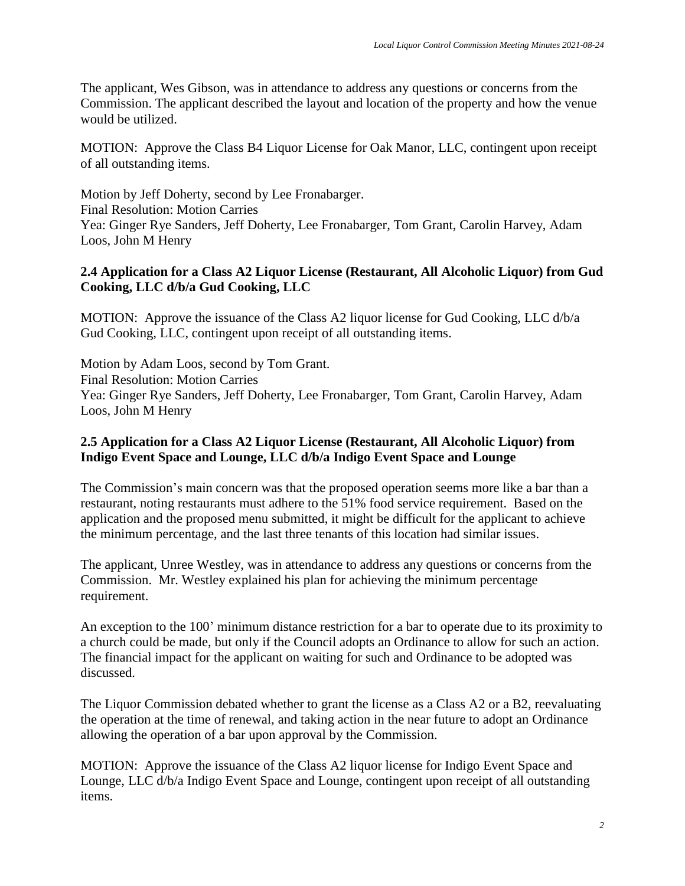The applicant, Wes Gibson, was in attendance to address any questions or concerns from the Commission. The applicant described the layout and location of the property and how the venue would be utilized.

MOTION: Approve the Class B4 Liquor License for Oak Manor, LLC, contingent upon receipt of all outstanding items.

Motion by Jeff Doherty, second by Lee Fronabarger.
Final Resolution: Motion Carries
Yea: Ginger Rye Sanders, Jeff Doherty, Lee Fronabarger, Tom Grant, Carolin Harvey, Adam Loos, John M Henry

### 2.4 Application for a Class A2 Liquor License (Restaurant, All Alcoholic Liquor) from Gud Cooking, LLC d/b/a Gud Cooking, LLC

MOTION: Approve the issuance of the Class A2 liquor license for Gud Cooking, LLC d/b/a Gud Cooking, LLC, contingent upon receipt of all outstanding items.

Motion by Adam Loos, second by Tom Grant.
Final Resolution: Motion Carries
Yea: Ginger Rye Sanders, Jeff Doherty, Lee Fronabarger, Tom Grant, Carolin Harvey, Adam Loos, John M Henry

### 2.5 Application for a Class A2 Liquor License (Restaurant, All Alcoholic Liquor) from Indigo Event Space and Lounge, LLC d/b/a Indigo Event Space and Lounge

The Commission's main concern was that the proposed operation seems more like a bar than a restaurant, noting restaurants must adhere to the 51% food service requirement. Based on the application and the proposed menu submitted, it might be difficult for the applicant to achieve the minimum percentage, and the last three tenants of this location had similar issues.

The applicant, Unree Westley, was in attendance to address any questions or concerns from the Commission. Mr. Westley explained his plan for achieving the minimum percentage requirement.

An exception to the 100' minimum distance restriction for a bar to operate due to its proximity to a church could be made, but only if the Council adopts an Ordinance to allow for such an action. The financial impact for the applicant on waiting for such and Ordinance to be adopted was discussed.

The Liquor Commission debated whether to grant the license as a Class A2 or a B2, reevaluating the operation at the time of renewal, and taking action in the near future to adopt an Ordinance allowing the operation of a bar upon approval by the Commission.

MOTION: Approve the issuance of the Class A2 liquor license for Indigo Event Space and Lounge, LLC d/b/a Indigo Event Space and Lounge, contingent upon receipt of all outstanding items.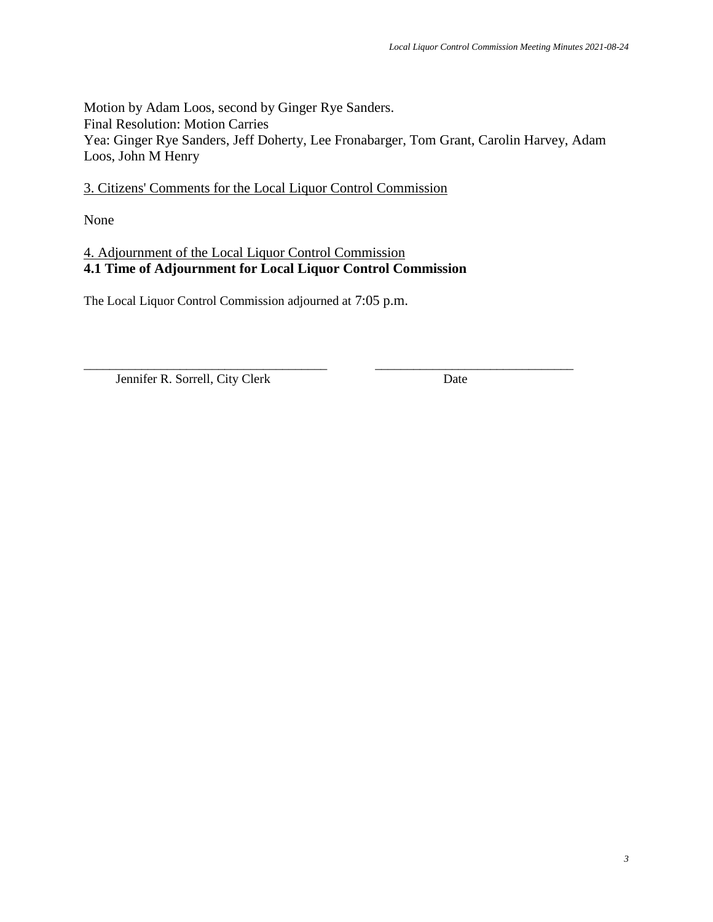Motion by Adam Loos, second by Ginger Rye Sanders.
Final Resolution: Motion Carries
Yea: Ginger Rye Sanders, Jeff Doherty, Lee Fronabarger, Tom Grant, Carolin Harvey, Adam Loos, John M Henry

## 3. Citizens' Comments for the Local Liquor Control Commission

None

## 4. Adjournment of the Local Liquor Control Commission

### 4.1 Time of Adjournment for Local Liquor Control Commission

The Local Liquor Control Commission adjourned at 7:05 p.m.

\_\_\_\_\_\_\_\_\_\_\_\_\_\_\_\_\_\_\_\_\_\_\_\_\_\_\_\_\_\_\_\_\_\_\_\_\_\_\_ \_\_\_\_\_\_\_\_\_\_\_\_\_\_\_\_\_\_\_\_\_\_\_\_\_\_\_\_\_\_\_\_
Jennifer R. Sorrell, City Clerk Date